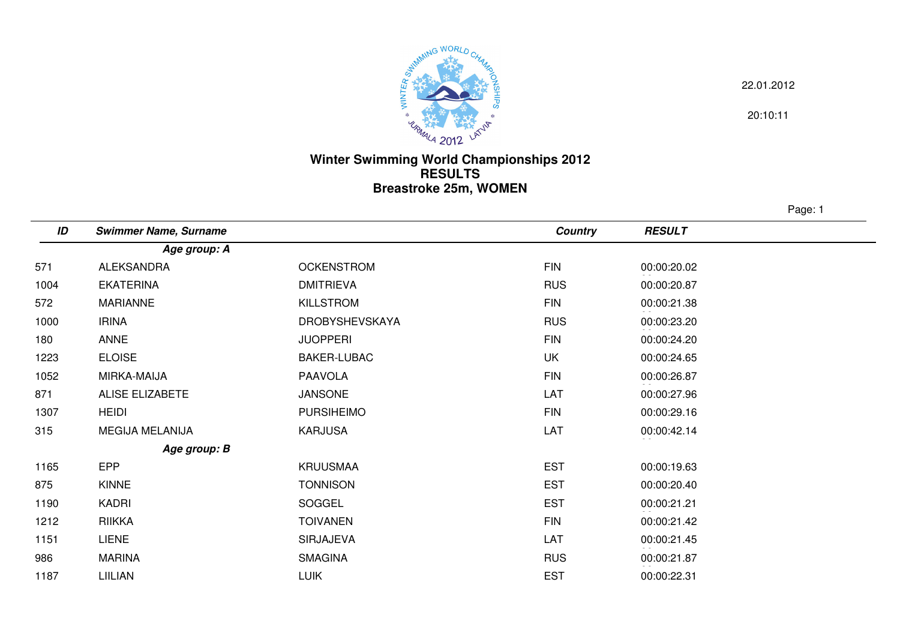22.01.2012

20:10:11

# Winter Swimming World Championships 2012
## RESULTS
## Breastroke 25m, WOMEN

| ID | Swimmer Name, Surname | | Country | RESULT |
|---|---|---|---|---|
| | ***Age group: A*** | | | |
| 571 | ALEKSANDRA | OCKENSTROM | FIN | 00:00:20.02 |
| 1004 | EKATERINA | DMITRIEVA | RUS | 00:00:20.87 |
| 572 | MARIANNE | KILLSTROM | FIN | 00:00:21.38 |
| 1000 | IRINA | DROBYSHEVSKAYA | RUS | 00:00:23.20 |
| 180 | ANNE | JUOPPERI | FIN | 00:00:24.20 |
| 1223 | ELOISE | BAKER-LUBAC | UK | 00:00:24.65 |
| 1052 | MIRKA-MAIJA | PAAVOLA | FIN | 00:00:26.87 |
| 871 | ALISE ELIZABETE | JANSONE | LAT | 00:00:27.96 |
| 1307 | HEIDI | PURSIHEIMO | FIN | 00:00:29.16 |
| 315 | MEGIJA MELANIJA | KARJUSA | LAT | 00:00:42.14 |
| | ***Age group: B*** | | | |
| 1165 | EPP | KRUUSMAA | EST | 00:00:19.63 |
| 875 | KINNE | TONNISON | EST | 00:00:20.40 |
| 1190 | KADRI | SOGGEL | EST | 00:00:21.21 |
| 1212 | RIIKKA | TOIVANEN | FIN | 00:00:21.42 |
| 1151 | LIENE | SIRJAJEVA | LAT | 00:00:21.45 |
| 986 | MARINA | SMAGINA | RUS | 00:00:21.87 |
| 1187 | LIILIAN | LUIK | EST | 00:00:22.31 |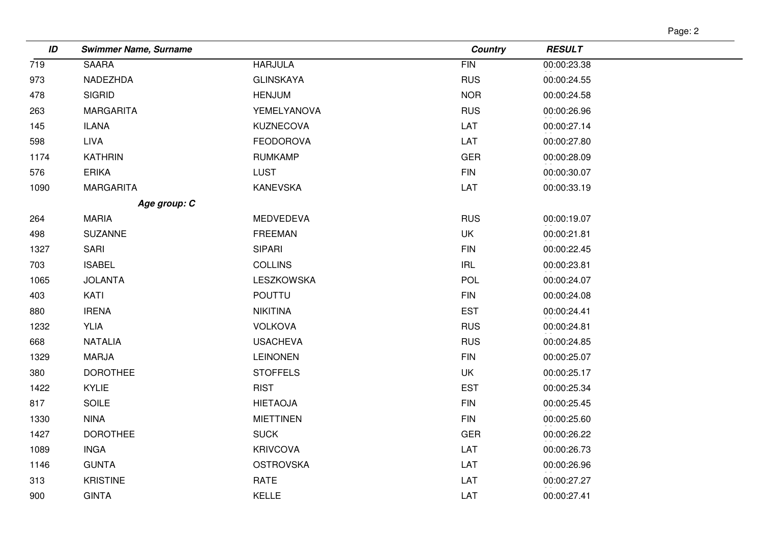| ID | Swimmer Name, Surname | | Country | RESULT |
|---|---|---|---|---|
| 719 | SAARA | HARJULA | FIN | 00:00:23.38 |
| 973 | NADEZHDA | GLINSKAYA | RUS | 00:00:24.55 |
| 478 | SIGRID | HENJUM | NOR | 00:00:24.58 |
| 263 | MARGARITA | YEMELYANOVA | RUS | 00:00:26.96 |
| 145 | ILANA | KUZNECOVA | LAT | 00:00:27.14 |
| 598 | LIVA | FEODOROVA | LAT | 00:00:27.80 |
| 1174 | KATHRIN | RUMKAMP | GER | 00:00:28.09 |
| 576 | ERIKA | LUST | FIN | 00:00:30.07 |
| 1090 | MARGARITA | KANEVSKA | LAT | 00:00:33.19 |
| | ***Age group: C*** | | | |
| 264 | MARIA | MEDVEDEVA | RUS | 00:00:19.07 |
| 498 | SUZANNE | FREEMAN | UK | 00:00:21.81 |
| 1327 | SARI | SIPARI | FIN | 00:00:22.45 |
| 703 | ISABEL | COLLINS | IRL | 00:00:23.81 |
| 1065 | JOLANTA | LESZKOWSKA | POL | 00:00:24.07 |
| 403 | KATI | POUTTU | FIN | 00:00:24.08 |
| 880 | IRENA | NIKITINA | EST | 00:00:24.41 |
| 1232 | YLIA | VOLKOVA | RUS | 00:00:24.81 |
| 668 | NATALIA | USACHEVA | RUS | 00:00:24.85 |
| 1329 | MARJA | LEINONEN | FIN | 00:00:25.07 |
| 380 | DOROTHEE | STOFFELS | UK | 00:00:25.17 |
| 1422 | KYLIE | RIST | EST | 00:00:25.34 |
| 817 | SOILE | HIETAOJA | FIN | 00:00:25.45 |
| 1330 | NINA | MIETTINEN | FIN | 00:00:25.60 |
| 1427 | DOROTHEE | SUCK | GER | 00:00:26.22 |
| 1089 | INGA | KRIVCOVA | LAT | 00:00:26.73 |
| 1146 | GUNTA | OSTROVSKA | LAT | 00:00:26.96 |
| 313 | KRISTINE | RATE | LAT | 00:00:27.27 |
| 900 | GINTA | KELLE | LAT | 00:00:27.41 |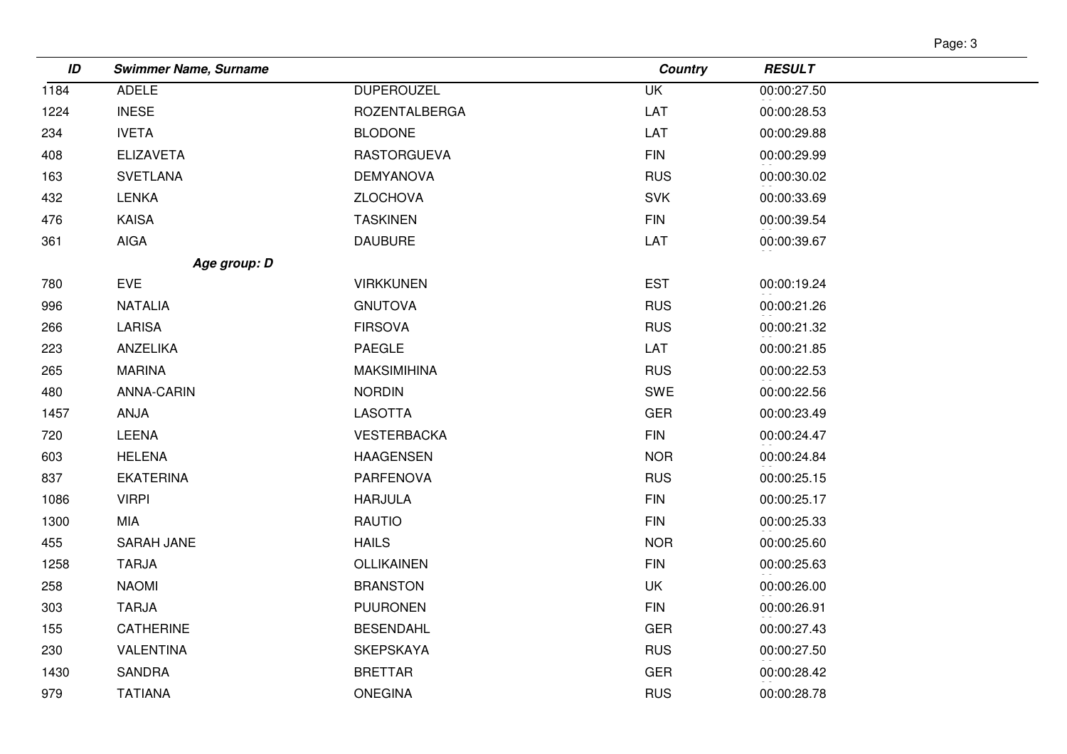| ID | Swimmer Name, Surname | | Country | RESULT |
|---|---|---|---|---|
| 1184 | ADELE | DUPEROUZEL | UK | 00:00:27.50 |
| 1224 | INESE | ROZENTALBERGA | LAT | 00:00:28.53 |
| 234 | IVETA | BLODONE | LAT | 00:00:29.88 |
| 408 | ELIZAVETA | RASTORGUEVA | FIN | 00:00:29.99 |
| 163 | SVETLANA | DEMYANOVA | RUS | 00:00:30.02 |
| 432 | LENKA | ZLOCHOVA | SVK | 00:00:33.69 |
| 476 | KAISA | TASKINEN | FIN | 00:00:39.54 |
| 361 | AIGA | DAUBURE | LAT | 00:00:39.67 |
| | ***Age group: D*** | | | |
| 780 | EVE | VIRKKUNEN | EST | 00:00:19.24 |
| 996 | NATALIA | GNUTOVA | RUS | 00:00:21.26 |
| 266 | LARISA | FIRSOVA | RUS | 00:00:21.32 |
| 223 | ANZELIKA | PAEGLE | LAT | 00:00:21.85 |
| 265 | MARINA | MAKSIMIHINA | RUS | 00:00:22.53 |
| 480 | ANNA-CARIN | NORDIN | SWE | 00:00:22.56 |
| 1457 | ANJA | LASOTTA | GER | 00:00:23.49 |
| 720 | LEENA | VESTERBACKA | FIN | 00:00:24.47 |
| 603 | HELENA | HAAGENSEN | NOR | 00:00:24.84 |
| 837 | EKATERINA | PARFENOVA | RUS | 00:00:25.15 |
| 1086 | VIRPI | HARJULA | FIN | 00:00:25.17 |
| 1300 | MIA | RAUTIO | FIN | 00:00:25.33 |
| 455 | SARAH JANE | HAILS | NOR | 00:00:25.60 |
| 1258 | TARJA | OLLIKAINEN | FIN | 00:00:25.63 |
| 258 | NAOMI | BRANSTON | UK | 00:00:26.00 |
| 303 | TARJA | PUURONEN | FIN | 00:00:26.91 |
| 155 | CATHERINE | BESENDAHL | GER | 00:00:27.43 |
| 230 | VALENTINA | SKEPSKAYA | RUS | 00:00:27.50 |
| 1430 | SANDRA | BRETTAR | GER | 00:00:28.42 |
| 979 | TATIANA | ONEGINA | RUS | 00:00:28.78 |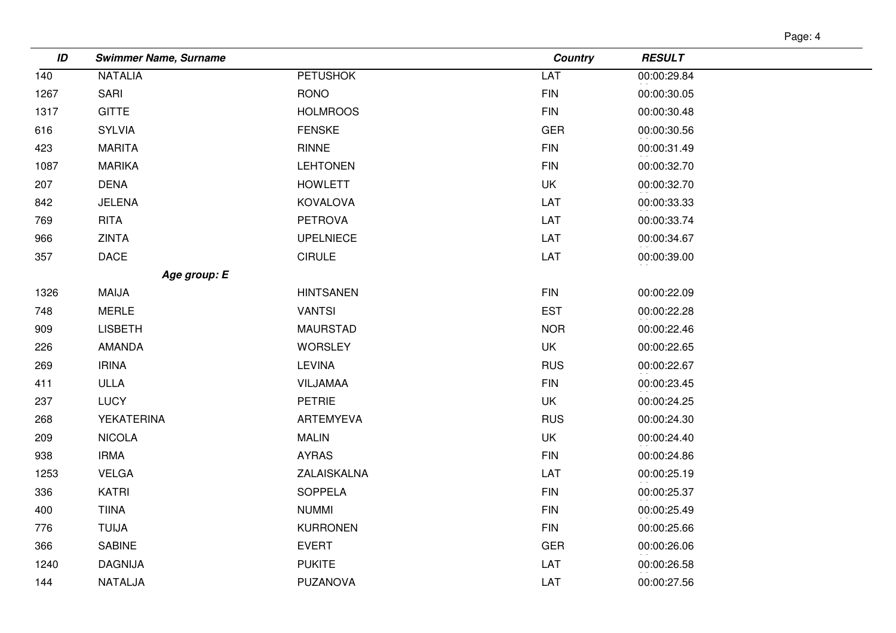| ID | Swimmer Name, Surname | | Country | RESULT |
|---|---|---|---|---|
| 140 | NATALIA | PETUSHOK | LAT | 00:00:29.84 |
| 1267 | SARI | RONO | FIN | 00:00:30.05 |
| 1317 | GITTE | HOLMROOS | FIN | 00:00:30.48 |
| 616 | SYLVIA | FENSKE | GER | 00:00:30.56 |
| 423 | MARITA | RINNE | FIN | 00:00:31.49 |
| 1087 | MARIKA | LEHTONEN | FIN | 00:00:32.70 |
| 207 | DENA | HOWLETT | UK | 00:00:32.70 |
| 842 | JELENA | KOVALOVA | LAT | 00:00:33.33 |
| 769 | RITA | PETROVA | LAT | 00:00:33.74 |
| 966 | ZINTA | UPELNIECE | LAT | 00:00:34.67 |
| 357 | DACE | CIRULE | LAT | 00:00:39.00 |
| | ***Age group: E*** | | | |
| 1326 | MAIJA | HINTSANEN | FIN | 00:00:22.09 |
| 748 | MERLE | VANTSI | EST | 00:00:22.28 |
| 909 | LISBETH | MAURSTAD | NOR | 00:00:22.46 |
| 226 | AMANDA | WORSLEY | UK | 00:00:22.65 |
| 269 | IRINA | LEVINA | RUS | 00:00:22.67 |
| 411 | ULLA | VILJAMAA | FIN | 00:00:23.45 |
| 237 | LUCY | PETRIE | UK | 00:00:24.25 |
| 268 | YEKATERINA | ARTEMYEVA | RUS | 00:00:24.30 |
| 209 | NICOLA | MALIN | UK | 00:00:24.40 |
| 938 | IRMA | AYRAS | FIN | 00:00:24.86 |
| 1253 | VELGA | ZALAISKALNA | LAT | 00:00:25.19 |
| 336 | KATRI | SOPPELA | FIN | 00:00:25.37 |
| 400 | TIINA | NUMMI | FIN | 00:00:25.49 |
| 776 | TUIJA | KURRONEN | FIN | 00:00:25.66 |
| 366 | SABINE | EVERT | GER | 00:00:26.06 |
| 1240 | DAGNIJA | PUKITE | LAT | 00:00:26.58 |
| 144 | NATALJA | PUZANOVA | LAT | 00:00:27.56 |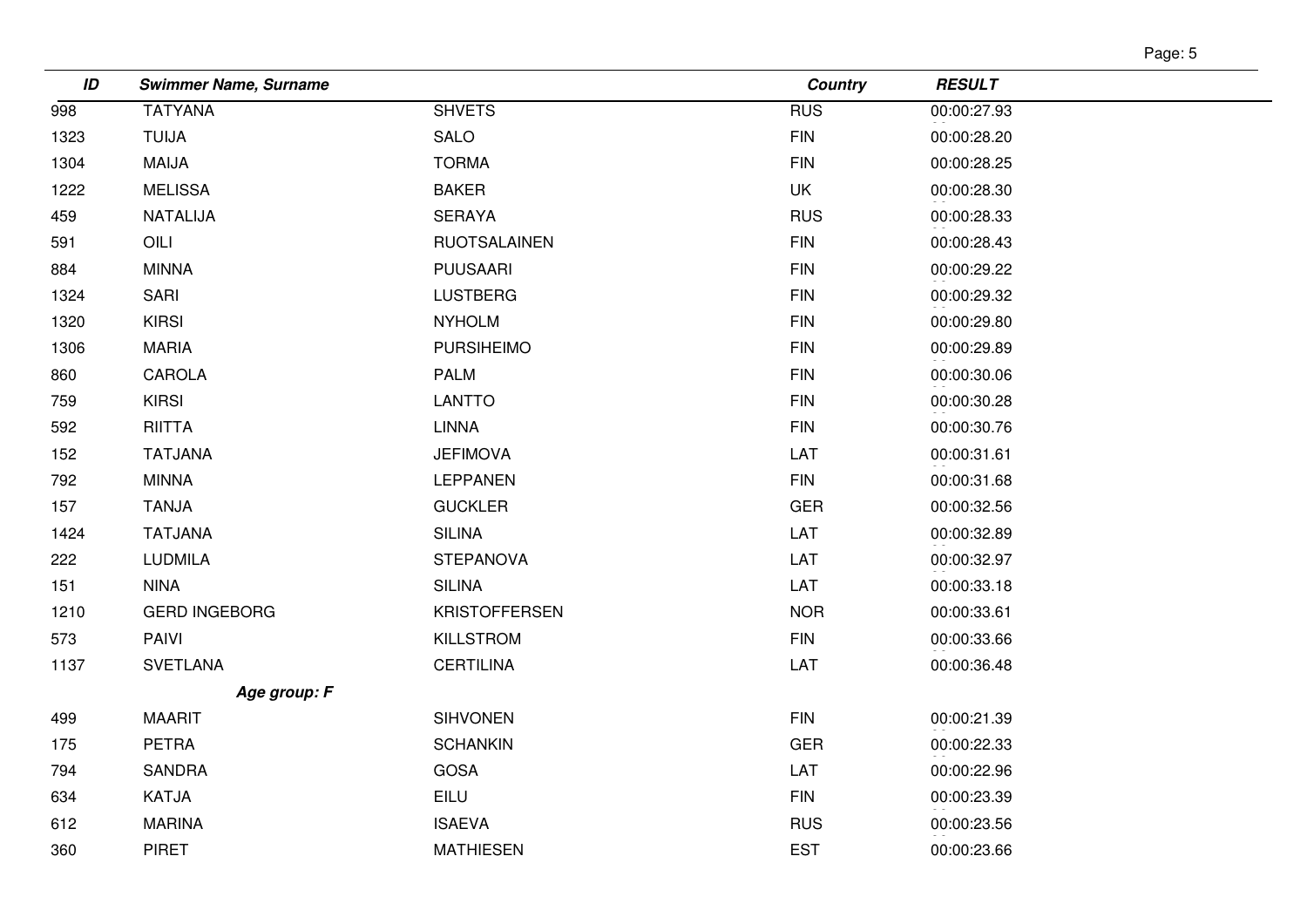| ID | Swimmer Name, Surname | | Country | RESULT |
|---|---|---|---|---|
| 998 | TATYANA | SHVETS | RUS | 00:00:27.93 |
| 1323 | TUIJA | SALO | FIN | 00:00:28.20 |
| 1304 | MAIJA | TORMA | FIN | 00:00:28.25 |
| 1222 | MELISSA | BAKER | UK | 00:00:28.30 |
| 459 | NATALIJA | SERAYA | RUS | 00:00:28.33 |
| 591 | OILI | RUOTSALAINEN | FIN | 00:00:28.43 |
| 884 | MINNA | PUUSAARI | FIN | 00:00:29.22 |
| 1324 | SARI | LUSTBERG | FIN | 00:00:29.32 |
| 1320 | KIRSI | NYHOLM | FIN | 00:00:29.80 |
| 1306 | MARIA | PURSIHEIMO | FIN | 00:00:29.89 |
| 860 | CAROLA | PALM | FIN | 00:00:30.06 |
| 759 | KIRSI | LANTTO | FIN | 00:00:30.28 |
| 592 | RIITTA | LINNA | FIN | 00:00:30.76 |
| 152 | TATJANA | JEFIMOVA | LAT | 00:00:31.61 |
| 792 | MINNA | LEPPANEN | FIN | 00:00:31.68 |
| 157 | TANJA | GUCKLER | GER | 00:00:32.56 |
| 1424 | TATJANA | SILINA | LAT | 00:00:32.89 |
| 222 | LUDMILA | STEPANOVA | LAT | 00:00:32.97 |
| 151 | NINA | SILINA | LAT | 00:00:33.18 |
| 1210 | GERD INGEBORG | KRISTOFFERSEN | NOR | 00:00:33.61 |
| 573 | PAIVI | KILLSTROM | FIN | 00:00:33.66 |
| 1137 | SVETLANA | CERTILINA | LAT | 00:00:36.48 |
| | ***Age group: F*** | | | |
| 499 | MAARIT | SIHVONEN | FIN | 00:00:21.39 |
| 175 | PETRA | SCHANKIN | GER | 00:00:22.33 |
| 794 | SANDRA | GOSA | LAT | 00:00:22.96 |
| 634 | KATJA | EILU | FIN | 00:00:23.39 |
| 612 | MARINA | ISAEVA | RUS | 00:00:23.56 |
| 360 | PIRET | MATHIESEN | EST | 00:00:23.66 |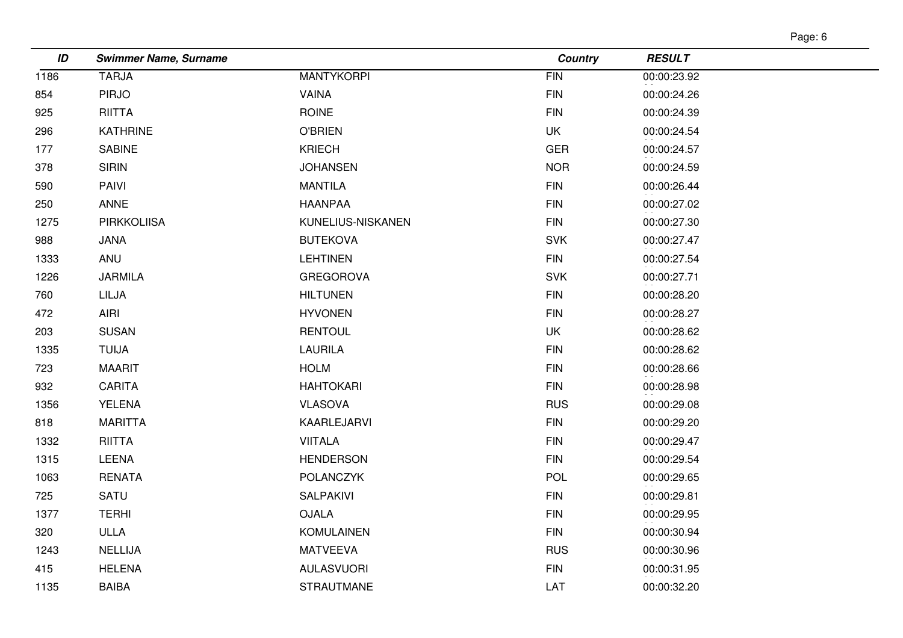| ID | Swimmer Name, Surname | | Country | RESULT |
|---|---|---|---|---|
| 1186 | TARJA | MANTYKORPI | FIN | 00:00:23.92 |
| 854 | PIRJO | VAINA | FIN | 00:00:24.26 |
| 925 | RIITTA | ROINE | FIN | 00:00:24.39 |
| 296 | KATHRINE | O'BRIEN | UK | 00:00:24.54 |
| 177 | SABINE | KRIECH | GER | 00:00:24.57 |
| 378 | SIRIN | JOHANSEN | NOR | 00:00:24.59 |
| 590 | PAIVI | MANTILA | FIN | 00:00:26.44 |
| 250 | ANNE | HAANPAA | FIN | 00:00:27.02 |
| 1275 | PIRKKOLIISA | KUNELIUS-NISKANEN | FIN | 00:00:27.30 |
| 988 | JANA | BUTEKOVA | SVK | 00:00:27.47 |
| 1333 | ANU | LEHTINEN | FIN | 00:00:27.54 |
| 1226 | JARMILA | GREGOROVA | SVK | 00:00:27.71 |
| 760 | LILJA | HILTUNEN | FIN | 00:00:28.20 |
| 472 | AIRI | HYVONEN | FIN | 00:00:28.27 |
| 203 | SUSAN | RENTOUL | UK | 00:00:28.62 |
| 1335 | TUIJA | LAURILA | FIN | 00:00:28.62 |
| 723 | MAARIT | HOLM | FIN | 00:00:28.66 |
| 932 | CARITA | HAHTOKARI | FIN | 00:00:28.98 |
| 1356 | YELENA | VLASOVA | RUS | 00:00:29.08 |
| 818 | MARITTA | KAARLEJARVI | FIN | 00:00:29.20 |
| 1332 | RIITTA | VIITALA | FIN | 00:00:29.47 |
| 1315 | LEENA | HENDERSON | FIN | 00:00:29.54 |
| 1063 | RENATA | POLANCZYK | POL | 00:00:29.65 |
| 725 | SATU | SALPAKIVI | FIN | 00:00:29.81 |
| 1377 | TERHI | OJALA | FIN | 00:00:29.95 |
| 320 | ULLA | KOMULAINEN | FIN | 00:00:30.94 |
| 1243 | NELLIJA | MATVEEVA | RUS | 00:00:30.96 |
| 415 | HELENA | AULASVUORI | FIN | 00:00:31.95 |
| 1135 | BAIBA | STRAUTMANE | LAT | 00:00:32.20 |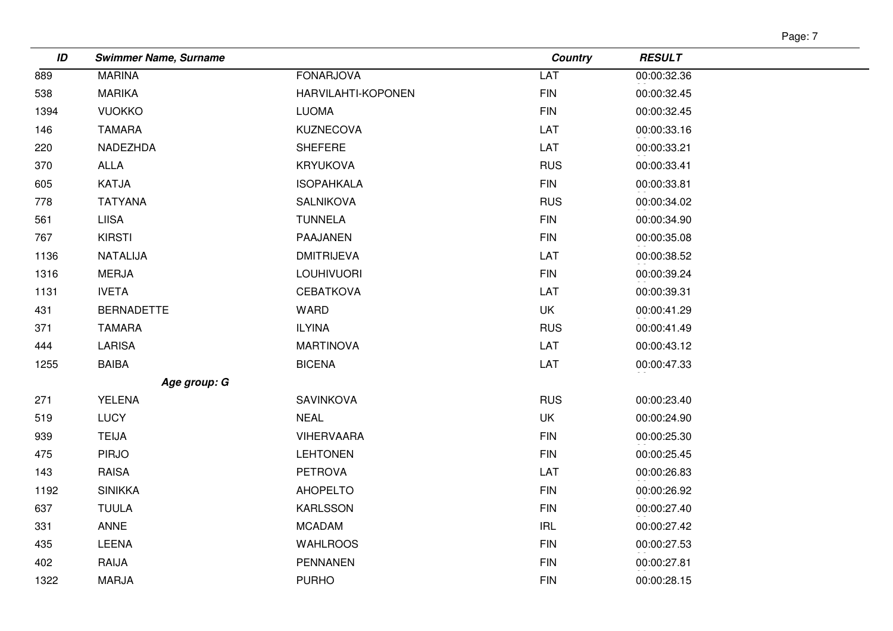| ID | Swimmer Name, Surname | | Country | RESULT |
|---|---|---|---|---|
| 889 | MARINA | FONARJOVA | LAT | 00:00:32.36 |
| 538 | MARIKA | HARVILAHTI-KOPONEN | FIN | 00:00:32.45 |
| 1394 | VUOKKO | LUOMA | FIN | 00:00:32.45 |
| 146 | TAMARA | KUZNECOVA | LAT | 00:00:33.16 |
| 220 | NADEZHDA | SHEFERE | LAT | 00:00:33.21 |
| 370 | ALLA | KRYUKOVA | RUS | 00:00:33.41 |
| 605 | KATJA | ISOPAHKALA | FIN | 00:00:33.81 |
| 778 | TATYANA | SALNIKOVA | RUS | 00:00:34.02 |
| 561 | LIISA | TUNNELA | FIN | 00:00:34.90 |
| 767 | KIRSTI | PAAJANEN | FIN | 00:00:35.08 |
| 1136 | NATALIJA | DMITRIJEVA | LAT | 00:00:38.52 |
| 1316 | MERJA | LOUHIVUORI | FIN | 00:00:39.24 |
| 1131 | IVETA | CEBATKOVA | LAT | 00:00:39.31 |
| 431 | BERNADETTE | WARD | UK | 00:00:41.29 |
| 371 | TAMARA | ILYINA | RUS | 00:00:41.49 |
| 444 | LARISA | MARTINOVA | LAT | 00:00:43.12 |
| 1255 | BAIBA | BICENA | LAT | 00:00:47.33 |
| | ***Age group: G*** | | | |
| 271 | YELENA | SAVINKOVA | RUS | 00:00:23.40 |
| 519 | LUCY | NEAL | UK | 00:00:24.90 |
| 939 | TEIJA | VIHERVAARA | FIN | 00:00:25.30 |
| 475 | PIRJO | LEHTONEN | FIN | 00:00:25.45 |
| 143 | RAISA | PETROVA | LAT | 00:00:26.83 |
| 1192 | SINIKKA | AHOPELTO | FIN | 00:00:26.92 |
| 637 | TUULA | KARLSSON | FIN | 00:00:27.40 |
| 331 | ANNE | MCADAM | IRL | 00:00:27.42 |
| 435 | LEENA | WAHLROOS | FIN | 00:00:27.53 |
| 402 | RAIJA | PENNANEN | FIN | 00:00:27.81 |
| 1322 | MARJA | PURHO | FIN | 00:00:28.15 |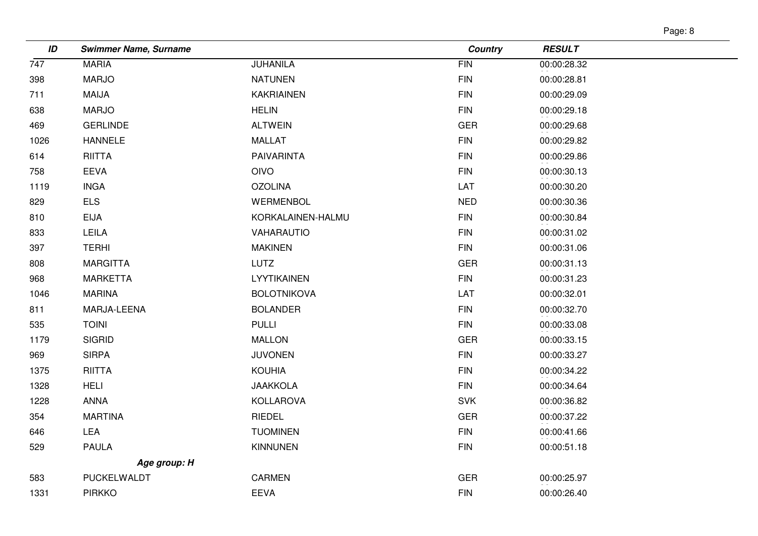| ID | Swimmer Name, Surname | | Country | RESULT |
|---|---|---|---|---|
| 747 | MARIA | JUHANILA | FIN | 00:00:28.32 |
| 398 | MARJO | NATUNEN | FIN | 00:00:28.81 |
| 711 | MAIJA | KAKRIAINEN | FIN | 00:00:29.09 |
| 638 | MARJO | HELIN | FIN | 00:00:29.18 |
| 469 | GERLINDE | ALTWEIN | GER | 00:00:29.68 |
| 1026 | HANNELE | MALLAT | FIN | 00:00:29.82 |
| 614 | RIITTA | PAIVARINTA | FIN | 00:00:29.86 |
| 758 | EEVA | OIVO | FIN | 00:00:30.13 |
| 1119 | INGA | OZOLINA | LAT | 00:00:30.20 |
| 829 | ELS | WERMENBOL | NED | 00:00:30.36 |
| 810 | EIJA | KORKALAINEN-HALMU | FIN | 00:00:30.84 |
| 833 | LEILA | VAHARAUTIO | FIN | 00:00:31.02 |
| 397 | TERHI | MAKINEN | FIN | 00:00:31.06 |
| 808 | MARGITTA | LUTZ | GER | 00:00:31.13 |
| 968 | MARKETTA | LYYTIKAINEN | FIN | 00:00:31.23 |
| 1046 | MARINA | BOLOTNIKOVA | LAT | 00:00:32.01 |
| 811 | MARJA-LEENA | BOLANDER | FIN | 00:00:32.70 |
| 535 | TOINI | PULLI | FIN | 00:00:33.08 |
| 1179 | SIGRID | MALLON | GER | 00:00:33.15 |
| 969 | SIRPA | JUVONEN | FIN | 00:00:33.27 |
| 1375 | RIITTA | KOUHIA | FIN | 00:00:34.22 |
| 1328 | HELI | JAAKKOLA | FIN | 00:00:34.64 |
| 1228 | ANNA | KOLLAROVA | SVK | 00:00:36.82 |
| 354 | MARTINA | RIEDEL | GER | 00:00:37.22 |
| 646 | LEA | TUOMINEN | FIN | 00:00:41.66 |
| 529 | PAULA | KINNUNEN | FIN | 00:00:51.18 |
| | ***Age group: H*** | | | |
| 583 | PUCKELWALDT | CARMEN | GER | 00:00:25.97 |
| 1331 | PIRKKO | EEVA | FIN | 00:00:26.40 |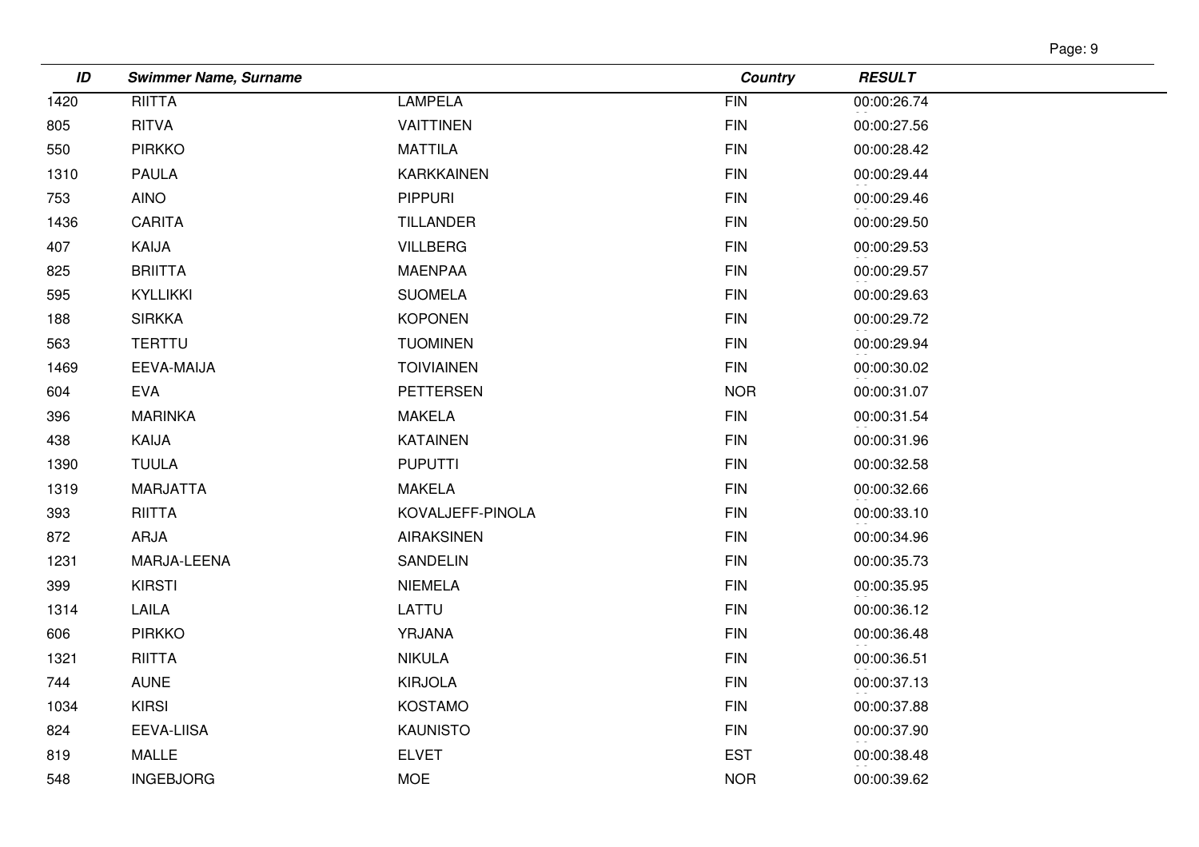| ID | Swimmer Name, Surname | | Country | RESULT |
|---|---|---|---|---|
| 1420 | RIITTA | LAMPELA | FIN | 00:00:26.74 |
| 805 | RITVA | VAITTINEN | FIN | 00:00:27.56 |
| 550 | PIRKKO | MATTILA | FIN | 00:00:28.42 |
| 1310 | PAULA | KARKKAINEN | FIN | 00:00:29.44 |
| 753 | AINO | PIPPURI | FIN | 00:00:29.46 |
| 1436 | CARITA | TILLANDER | FIN | 00:00:29.50 |
| 407 | KAIJA | VILLBERG | FIN | 00:00:29.53 |
| 825 | BRIITTA | MAENPAA | FIN | 00:00:29.57 |
| 595 | KYLLIKKI | SUOMELA | FIN | 00:00:29.63 |
| 188 | SIRKKA | KOPONEN | FIN | 00:00:29.72 |
| 563 | TERTTU | TUOMINEN | FIN | 00:00:29.94 |
| 1469 | EEVA-MAIJA | TOIVIAINEN | FIN | 00:00:30.02 |
| 604 | EVA | PETTERSEN | NOR | 00:00:31.07 |
| 396 | MARINKA | MAKELA | FIN | 00:00:31.54 |
| 438 | KAIJA | KATAINEN | FIN | 00:00:31.96 |
| 1390 | TUULA | PUPUTTI | FIN | 00:00:32.58 |
| 1319 | MARJATTA | MAKELA | FIN | 00:00:32.66 |
| 393 | RIITTA | KOVALJEFF-PINOLA | FIN | 00:00:33.10 |
| 872 | ARJA | AIRAKSINEN | FIN | 00:00:34.96 |
| 1231 | MARJA-LEENA | SANDELIN | FIN | 00:00:35.73 |
| 399 | KIRSTI | NIEMELA | FIN | 00:00:35.95 |
| 1314 | LAILA | LATTU | FIN | 00:00:36.12 |
| 606 | PIRKKO | YRJANA | FIN | 00:00:36.48 |
| 1321 | RIITTA | NIKULA | FIN | 00:00:36.51 |
| 744 | AUNE | KIRJOLA | FIN | 00:00:37.13 |
| 1034 | KIRSI | KOSTAMO | FIN | 00:00:37.88 |
| 824 | EEVA-LIISA | KAUNISTO | FIN | 00:00:37.90 |
| 819 | MALLE | ELVET | EST | 00:00:38.48 |
| 548 | INGEBJORG | MOE | NOR | 00:00:39.62 |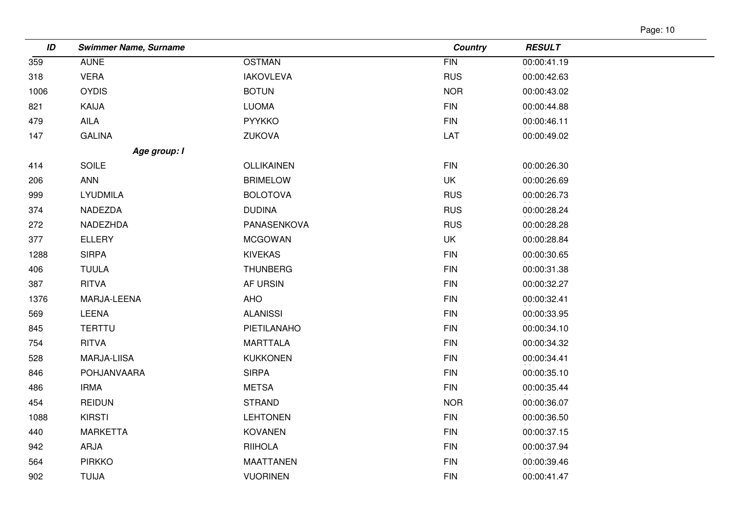| ID | Swimmer Name, Surname | | Country | RESULT |
|---|---|---|---|---|
| 359 | AUNE | OSTMAN | FIN | 00:00:41.19 |
| 318 | VERA | IAKOVLEVA | RUS | 00:00:42.63 |
| 1006 | OYDIS | BOTUN | NOR | 00:00:43.02 |
| 821 | KAIJA | LUOMA | FIN | 00:00:44.88 |
| 479 | AILA | PYYKKO | FIN | 00:00:46.11 |
| 147 | GALINA | ZUKOVA | LAT | 00:00:49.02 |
| | ***Age group: I*** | | | |
| 414 | SOILE | OLLIKAINEN | FIN | 00:00:26.30 |
| 206 | ANN | BRIMELOW | UK | 00:00:26.69 |
| 999 | LYUDMILA | BOLOTOVA | RUS | 00:00:26.73 |
| 374 | NADEZDA | DUDINA | RUS | 00:00:28.24 |
| 272 | NADEZHDA | PANASENKOVA | RUS | 00:00:28.28 |
| 377 | ELLERY | MCGOWAN | UK | 00:00:28.84 |
| 1288 | SIRPA | KIVEKAS | FIN | 00:00:30.65 |
| 406 | TUULA | THUNBERG | FIN | 00:00:31.38 |
| 387 | RITVA | AF URSIN | FIN | 00:00:32.27 |
| 1376 | MARJA-LEENA | AHO | FIN | 00:00:32.41 |
| 569 | LEENA | ALANISSI | FIN | 00:00:33.95 |
| 845 | TERTTU | PIETILANAHO | FIN | 00:00:34.10 |
| 754 | RITVA | MARTTALA | FIN | 00:00:34.32 |
| 528 | MARJA-LIISA | KUKKONEN | FIN | 00:00:34.41 |
| 846 | POHJANVAARA | SIRPA | FIN | 00:00:35.10 |
| 486 | IRMA | METSA | FIN | 00:00:35.44 |
| 454 | REIDUN | STRAND | NOR | 00:00:36.07 |
| 1088 | KIRSTI | LEHTONEN | FIN | 00:00:36.50 |
| 440 | MARKETTA | KOVANEN | FIN | 00:00:37.15 |
| 942 | ARJA | RIIHOLA | FIN | 00:00:37.94 |
| 564 | PIRKKO | MAATTANEN | FIN | 00:00:39.46 |
| 902 | TUIJA | VUORINEN | FIN | 00:00:41.47 |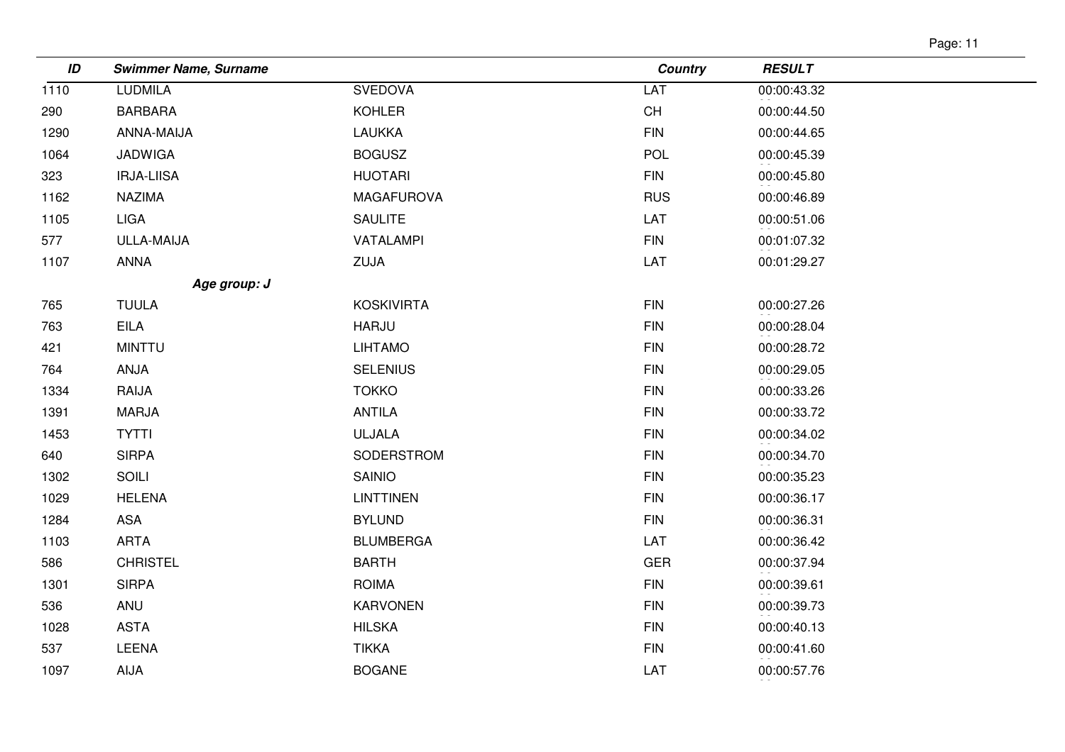| ID | Swimmer Name, Surname | | Country | RESULT |
|---|---|---|---|---|
| 1110 | LUDMILA | SVEDOVA | LAT | 00:00:43.32 |
| 290 | BARBARA | KOHLER | CH | 00:00:44.50 |
| 1290 | ANNA-MAIJA | LAUKKA | FIN | 00:00:44.65 |
| 1064 | JADWIGA | BOGUSZ | POL | 00:00:45.39 |
| 323 | IRJA-LIISA | HUOTARI | FIN | 00:00:45.80 |
| 1162 | NAZIMA | MAGAFUROVA | RUS | 00:00:46.89 |
| 1105 | LIGA | SAULITE | LAT | 00:00:51.06 |
| 577 | ULLA-MAIJA | VATALAMPI | FIN | 00:01:07.32 |
| 1107 | ANNA | ZUJA | LAT | 00:01:29.27 |
| | ***Age group: J*** | | | |
| 765 | TUULA | KOSKIVIRTA | FIN | 00:00:27.26 |
| 763 | EILA | HARJU | FIN | 00:00:28.04 |
| 421 | MINTTU | LIHTAMO | FIN | 00:00:28.72 |
| 764 | ANJA | SELENIUS | FIN | 00:00:29.05 |
| 1334 | RAIJA | TOKKO | FIN | 00:00:33.26 |
| 1391 | MARJA | ANTILA | FIN | 00:00:33.72 |
| 1453 | TYTTI | ULJALA | FIN | 00:00:34.02 |
| 640 | SIRPA | SODERSTROM | FIN | 00:00:34.70 |
| 1302 | SOILI | SAINIO | FIN | 00:00:35.23 |
| 1029 | HELENA | LINTTINEN | FIN | 00:00:36.17 |
| 1284 | ASA | BYLUND | FIN | 00:00:36.31 |
| 1103 | ARTA | BLUMBERGA | LAT | 00:00:36.42 |
| 586 | CHRISTEL | BARTH | GER | 00:00:37.94 |
| 1301 | SIRPA | ROIMA | FIN | 00:00:39.61 |
| 536 | ANU | KARVONEN | FIN | 00:00:39.73 |
| 1028 | ASTA | HILSKA | FIN | 00:00:40.13 |
| 537 | LEENA | TIKKA | FIN | 00:00:41.60 |
| 1097 | AIJA | BOGANE | LAT | 00:00:57.76 |